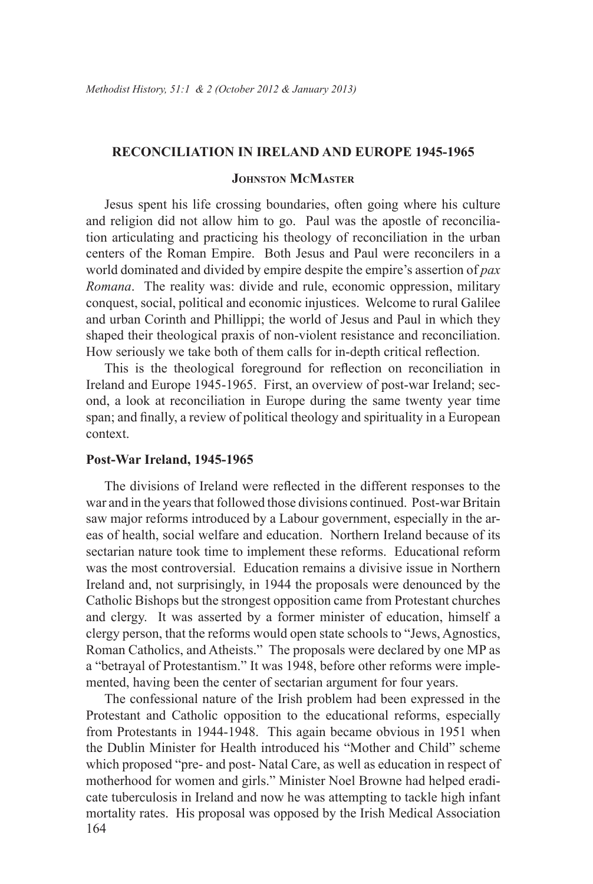## RECONCILIATION IN IRELAND AND EUROPE 1945-1965

### Johnston McMaster

Jesus spent his life crossing boundaries, often going where his culture and religion did not allow him to go. Paul was the apostle of reconciliation articulating and practicing his theology of reconciliation in the urban centers of the Roman Empire. Both Jesus and Paul were reconcilers in a world dominated and divided by empire despite the empire's assertion of *pax Romana*. The reality was: divide and rule, economic oppression, military conquest, social, political and economic injustices. Welcome to rural Galilee and urban Corinth and Phillippi; the world of Jesus and Paul in which they shaped their theological praxis of non-violent resistance and reconciliation. How seriously we take both of them calls for in-depth critical reflection.

This is the theological foreground for reflection on reconciliation in Ireland and Europe 1945-1965. First, an overview of post-war Ireland; second, a look at reconciliation in Europe during the same twenty year time span; and finally, a review of political theology and spirituality in a European context.

### Post-War Ireland, 1945-1965

The divisions of Ireland were reflected in the different responses to the war and in the years that followed those divisions continued. Post-war Britain saw major reforms introduced by a Labour government, especially in the areas of health, social welfare and education. Northern Ireland because of its sectarian nature took time to implement these reforms. Educational reform was the most controversial. Education remains a divisive issue in Northern Ireland and, not surprisingly, in 1944 the proposals were denounced by the Catholic Bishops but the strongest opposition came from Protestant churches and clergy. It was asserted by a former minister of education, himself a clergy person, that the reforms would open state schools to "Jews, Agnostics, Roman Catholics, and Atheists." The proposals were declared by one MP as a "betrayal of Protestantism." It was 1948, before other reforms were implemented, having been the center of sectarian argument for four years.

The confessional nature of the Irish problem had been expressed in the Protestant and Catholic opposition to the educational reforms, especially from Protestants in 1944-1948. This again became obvious in 1951 when the Dublin Minister for Health introduced his "Mother and Child" scheme which proposed "pre- and post- Natal Care, as well as education in respect of motherhood for women and girls." Minister Noel Browne had helped eradicate tuberculosis in Ireland and now he was attempting to tackle high infant mortality rates. His proposal was opposed by the Irish Medical Association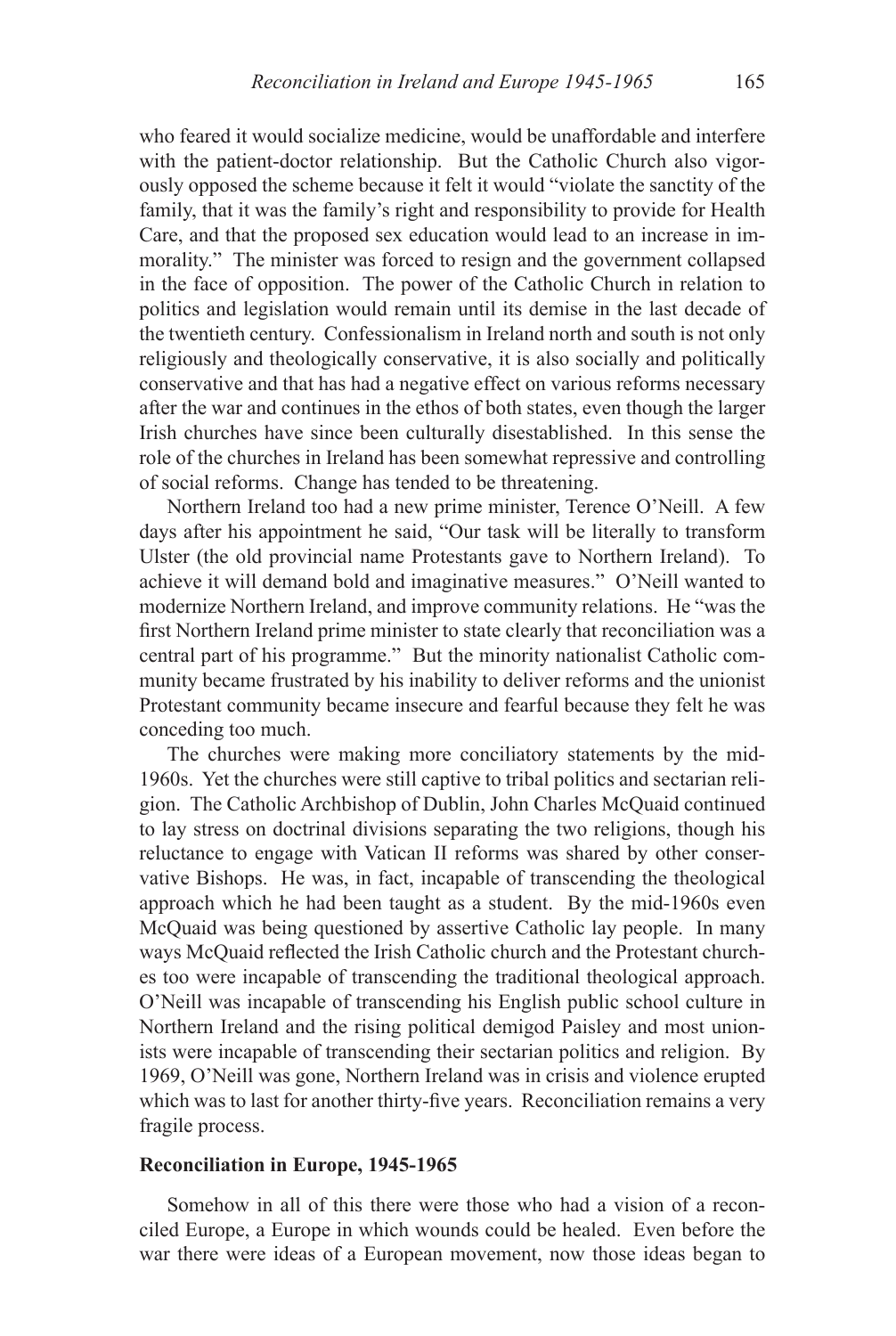who feared it would socialize medicine, would be unaffordable and interfere with the patient-doctor relationship. But the Catholic Church also vigorously opposed the scheme because it felt it would "violate the sanctity of the family, that it was the family's right and responsibility to provide for Health Care, and that the proposed sex education would lead to an increase in immorality." The minister was forced to resign and the government collapsed in the face of opposition. The power of the Catholic Church in relation to politics and legislation would remain until its demise in the last decade of the twentieth century. Confessionalism in Ireland north and south is not only religiously and theologically conservative, it is also socially and politically conservative and that has had a negative effect on various reforms necessary after the war and continues in the ethos of both states, even though the larger Irish churches have since been culturally disestablished. In this sense the role of the churches in Ireland has been somewhat repressive and controlling of social reforms. Change has tended to be threatening.

Northern Ireland too had a new prime minister, Terence O'Neill. A few days after his appointment he said, "Our task will be literally to transform Ulster (the old provincial name Protestants gave to Northern Ireland). To achieve it will demand bold and imaginative measures." O'Neill wanted to modernize Northern Ireland, and improve community relations. He "was the first Northern Ireland prime minister to state clearly that reconciliation was a central part of his programme." But the minority nationalist Catholic community became frustrated by his inability to deliver reforms and the unionist Protestant community became insecure and fearful because they felt he was conceding too much.

The churches were making more conciliatory statements by the mid-1960s. Yet the churches were still captive to tribal politics and sectarian religion. The Catholic Archbishop of Dublin, John Charles McQuaid continued to lay stress on doctrinal divisions separating the two religions, though his reluctance to engage with Vatican II reforms was shared by other conservative Bishops. He was, in fact, incapable of transcending the theological approach which he had been taught as a student. By the mid-1960s even McQuaid was being questioned by assertive Catholic lay people. In many ways McQuaid reflected the Irish Catholic church and the Protestant churches too were incapable of transcending the traditional theological approach. O'Neill was incapable of transcending his English public school culture in Northern Ireland and the rising political demigod Paisley and most unionists were incapable of transcending their sectarian politics and religion. By 1969, O'Neill was gone, Northern Ireland was in crisis and violence erupted which was to last for another thirty-five years. Reconciliation remains a very fragile process.

**Reconciliation in Europe, 1945-1965**

Somehow in all of this there were those who had a vision of a reconciled Europe, a Europe in which wounds could be healed. Even before the war there were ideas of a European movement, now those ideas began to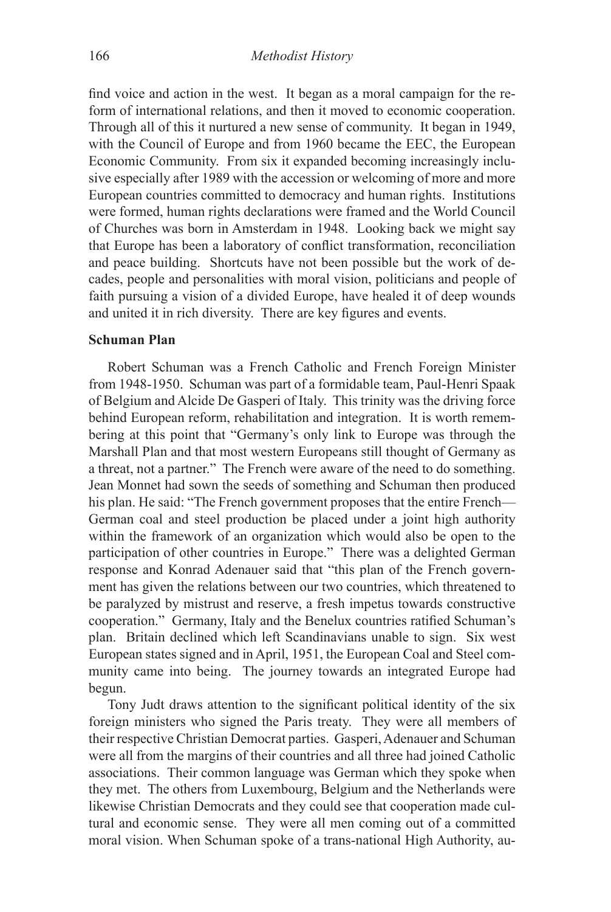find voice and action in the west. It began as a moral campaign for the reform of international relations, and then it moved to economic cooperation. Through all of this it nurtured a new sense of community. It began in 1949, with the Council of Europe and from 1960 became the EEC, the European Economic Community. From six it expanded becoming increasingly inclusive especially after 1989 with the accession or welcoming of more and more European countries committed to democracy and human rights. Institutions were formed, human rights declarations were framed and the World Council of Churches was born in Amsterdam in 1948. Looking back we might say that Europe has been a laboratory of conflict transformation, reconciliation and peace building. Shortcuts have not been possible but the work of decades, people and personalities with moral vision, politicians and people of faith pursuing a vision of a divided Europe, have healed it of deep wounds and united it in rich diversity. There are key figures and events.

**Schuman Plan**

Robert Schuman was a French Catholic and French Foreign Minister from 1948-1950. Schuman was part of a formidable team, Paul-Henri Spaak of Belgium and Alcide De Gasperi of Italy. This trinity was the driving force behind European reform, rehabilitation and integration. It is worth remembering at this point that "Germany's only link to Europe was through the Marshall Plan and that most western Europeans still thought of Germany as a threat, not a partner." The French were aware of the need to do something. Jean Monnet had sown the seeds of something and Schuman then produced his plan. He said: "The French government proposes that the entire French—German coal and steel production be placed under a joint high authority within the framework of an organization which would also be open to the participation of other countries in Europe." There was a delighted German response and Konrad Adenauer said that "this plan of the French government has given the relations between our two countries, which threatened to be paralyzed by mistrust and reserve, a fresh impetus towards constructive cooperation." Germany, Italy and the Benelux countries ratified Schuman's plan. Britain declined which left Scandinavians unable to sign. Six west European states signed and in April, 1951, the European Coal and Steel community came into being. The journey towards an integrated Europe had begun.

Tony Judt draws attention to the significant political identity of the six foreign ministers who signed the Paris treaty. They were all members of their respective Christian Democrat parties. Gasperi, Adenauer and Schuman were all from the margins of their countries and all three had joined Catholic associations. Their common language was German which they spoke when they met. The others from Luxembourg, Belgium and the Netherlands were likewise Christian Democrats and they could see that cooperation made cultural and economic sense. They were all men coming out of a committed moral vision. When Schuman spoke of a trans-national High Authority, au-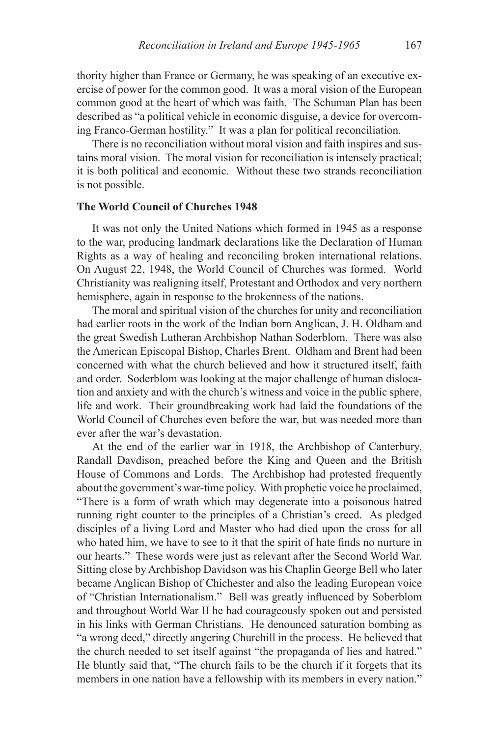thority higher than France or Germany, he was speaking of an executive exercise of power for the common good. It was a moral vision of the European common good at the heart of which was faith. The Schuman Plan has been described as "a political vehicle in economic disguise, a device for overcoming Franco-German hostility." It was a plan for political reconciliation.

There is no reconciliation without moral vision and faith inspires and sustains moral vision. The moral vision for reconciliation is intensely practical; it is both political and economic. Without these two strands reconciliation is not possible.

**The World Council of Churches 1948**

It was not only the United Nations which formed in 1945 as a response to the war, producing landmark declarations like the Declaration of Human Rights as a way of healing and reconciling broken international relations. On August 22, 1948, the World Council of Churches was formed. World Christianity was realigning itself, Protestant and Orthodox and very northern hemisphere, again in response to the brokenness of the nations.

The moral and spiritual vision of the churches for unity and reconciliation had earlier roots in the work of the Indian born Anglican, J. H. Oldham and the great Swedish Lutheran Archbishop Nathan Soderblom. There was also the American Episcopal Bishop, Charles Brent. Oldham and Brent had been concerned with what the church believed and how it structured itself, faith and order. Soderblom was looking at the major challenge of human dislocation and anxiety and with the church's witness and voice in the public sphere, life and work. Their groundbreaking work had laid the foundations of the World Council of Churches even before the war, but was needed more than ever after the war's devastation.

At the end of the earlier war in 1918, the Archbishop of Canterbury, Randall Davdison, preached before the King and Queen and the British House of Commons and Lords. The Archbishop had protested frequently about the government's war-time policy. With prophetic voice he proclaimed, "There is a form of wrath which may degenerate into a poisonous hatred running right counter to the principles of a Christian's creed. As pledged disciples of a living Lord and Master who had died upon the cross for all who hated him, we have to see to it that the spirit of hate finds no nurture in our hearts." These words were just as relevant after the Second World War. Sitting close by Archbishop Davidson was his Chaplin George Bell who later became Anglican Bishop of Chichester and also the leading European voice of "Christian Internationalism." Bell was greatly influenced by Soberblom and throughout World War II he had courageously spoken out and persisted in his links with German Christians. He denounced saturation bombing as "a wrong deed," directly angering Churchill in the process. He believed that the church needed to set itself against "the propaganda of lies and hatred." He bluntly said that, "The church fails to be the church if it forgets that its members in one nation have a fellowship with its members in every nation."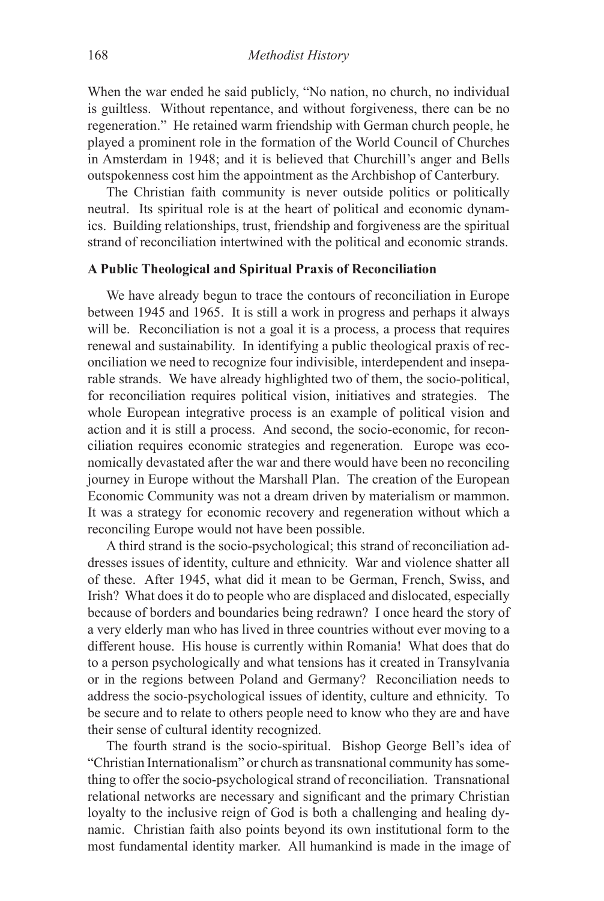When the war ended he said publicly, "No nation, no church, no individual is guiltless. Without repentance, and without forgiveness, there can be no regeneration." He retained warm friendship with German church people, he played a prominent role in the formation of the World Council of Churches in Amsterdam in 1948; and it is believed that Churchill's anger and Bells outspokenness cost him the appointment as the Archbishop of Canterbury.

The Christian faith community is never outside politics or politically neutral. Its spiritual role is at the heart of political and economic dynamics. Building relationships, trust, friendship and forgiveness are the spiritual strand of reconciliation intertwined with the political and economic strands.

**A Public Theological and Spiritual Praxis of Reconciliation**

We have already begun to trace the contours of reconciliation in Europe between 1945 and 1965. It is still a work in progress and perhaps it always will be. Reconciliation is not a goal it is a process, a process that requires renewal and sustainability. In identifying a public theological praxis of reconciliation we need to recognize four indivisible, interdependent and inseparable strands. We have already highlighted two of them, the socio-political, for reconciliation requires political vision, initiatives and strategies. The whole European integrative process is an example of political vision and action and it is still a process. And second, the socio-economic, for reconciliation requires economic strategies and regeneration. Europe was economically devastated after the war and there would have been no reconciling journey in Europe without the Marshall Plan. The creation of the European Economic Community was not a dream driven by materialism or mammon. It was a strategy for economic recovery and regeneration without which a reconciling Europe would not have been possible.

A third strand is the socio-psychological; this strand of reconciliation addresses issues of identity, culture and ethnicity. War and violence shatter all of these. After 1945, what did it mean to be German, French, Swiss, and Irish? What does it do to people who are displaced and dislocated, especially because of borders and boundaries being redrawn? I once heard the story of a very elderly man who has lived in three countries without ever moving to a different house. His house is currently within Romania! What does that do to a person psychologically and what tensions has it created in Transylvania or in the regions between Poland and Germany? Reconciliation needs to address the socio-psychological issues of identity, culture and ethnicity. To be secure and to relate to others people need to know who they are and have their sense of cultural identity recognized.

The fourth strand is the socio-spiritual. Bishop George Bell's idea of "Christian Internationalism" or church as transnational community has something to offer the socio-psychological strand of reconciliation. Transnational relational networks are necessary and significant and the primary Christian loyalty to the inclusive reign of God is both a challenging and healing dynamic. Christian faith also points beyond its own institutional form to the most fundamental identity marker. All humankind is made in the image of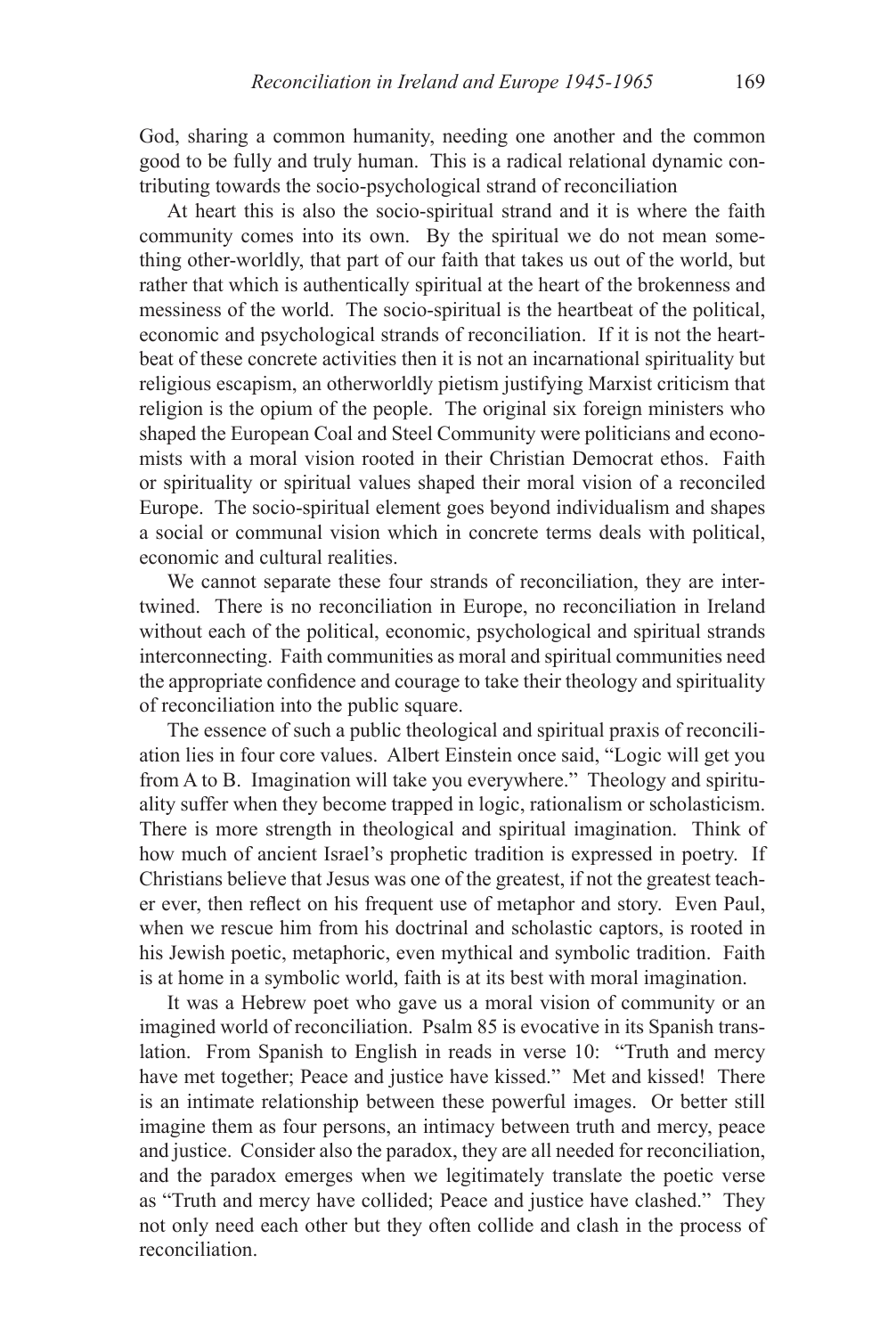God, sharing a common humanity, needing one another and the common good to be fully and truly human. This is a radical relational dynamic contributing towards the socio-psychological strand of reconciliation

At heart this is also the socio-spiritual strand and it is where the faith community comes into its own. By the spiritual we do not mean something other-worldly, that part of our faith that takes us out of the world, but rather that which is authentically spiritual at the heart of the brokenness and messiness of the world. The socio-spiritual is the heartbeat of the political, economic and psychological strands of reconciliation. If it is not the heartbeat of these concrete activities then it is not an incarnational spirituality but religious escapism, an otherworldly pietism justifying Marxist criticism that religion is the opium of the people. The original six foreign ministers who shaped the European Coal and Steel Community were politicians and economists with a moral vision rooted in their Christian Democrat ethos. Faith or spirituality or spiritual values shaped their moral vision of a reconciled Europe. The socio-spiritual element goes beyond individualism and shapes a social or communal vision which in concrete terms deals with political, economic and cultural realities.

We cannot separate these four strands of reconciliation, they are intertwined. There is no reconciliation in Europe, no reconciliation in Ireland without each of the political, economic, psychological and spiritual strands interconnecting. Faith communities as moral and spiritual communities need the appropriate confidence and courage to take their theology and spirituality of reconciliation into the public square.

The essence of such a public theological and spiritual praxis of reconciliation lies in four core values. Albert Einstein once said, "Logic will get you from A to B. Imagination will take you everywhere." Theology and spirituality suffer when they become trapped in logic, rationalism or scholasticism. There is more strength in theological and spiritual imagination. Think of how much of ancient Israel's prophetic tradition is expressed in poetry. If Christians believe that Jesus was one of the greatest, if not the greatest teacher ever, then reflect on his frequent use of metaphor and story. Even Paul, when we rescue him from his doctrinal and scholastic captors, is rooted in his Jewish poetic, metaphoric, even mythical and symbolic tradition. Faith is at home in a symbolic world, faith is at its best with moral imagination.

It was a Hebrew poet who gave us a moral vision of community or an imagined world of reconciliation. Psalm 85 is evocative in its Spanish translation. From Spanish to English in reads in verse 10: "Truth and mercy have met together; Peace and justice have kissed." Met and kissed! There is an intimate relationship between these powerful images. Or better still imagine them as four persons, an intimacy between truth and mercy, peace and justice. Consider also the paradox, they are all needed for reconciliation, and the paradox emerges when we legitimately translate the poetic verse as "Truth and mercy have collided; Peace and justice have clashed." They not only need each other but they often collide and clash in the process of reconciliation.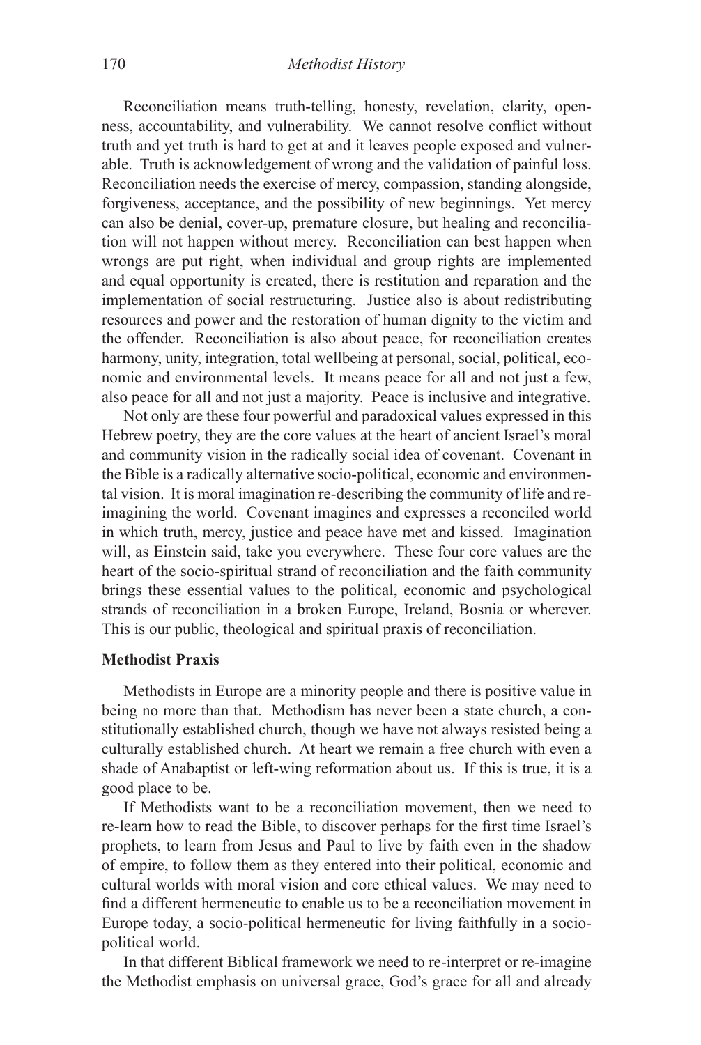Reconciliation means truth-telling, honesty, revelation, clarity, openness, accountability, and vulnerability. We cannot resolve conflict without truth and yet truth is hard to get at and it leaves people exposed and vulnerable. Truth is acknowledgement of wrong and the validation of painful loss. Reconciliation needs the exercise of mercy, compassion, standing alongside, forgiveness, acceptance, and the possibility of new beginnings. Yet mercy can also be denial, cover-up, premature closure, but healing and reconciliation will not happen without mercy. Reconciliation can best happen when wrongs are put right, when individual and group rights are implemented and equal opportunity is created, there is restitution and reparation and the implementation of social restructuring. Justice also is about redistributing resources and power and the restoration of human dignity to the victim and the offender. Reconciliation is also about peace, for reconciliation creates harmony, unity, integration, total wellbeing at personal, social, political, economic and environmental levels. It means peace for all and not just a few, also peace for all and not just a majority. Peace is inclusive and integrative.

Not only are these four powerful and paradoxical values expressed in this Hebrew poetry, they are the core values at the heart of ancient Israel's moral and community vision in the radically social idea of covenant. Covenant in the Bible is a radically alternative socio-political, economic and environmental vision. It is moral imagination re-describing the community of life and re-imagining the world. Covenant imagines and expresses a reconciled world in which truth, mercy, justice and peace have met and kissed. Imagination will, as Einstein said, take you everywhere. These four core values are the heart of the socio-spiritual strand of reconciliation and the faith community brings these essential values to the political, economic and psychological strands of reconciliation in a broken Europe, Ireland, Bosnia or wherever. This is our public, theological and spiritual praxis of reconciliation.

**Methodist Praxis**

Methodists in Europe are a minority people and there is positive value in being no more than that. Methodism has never been a state church, a constitutionally established church, though we have not always resisted being a culturally established church. At heart we remain a free church with even a shade of Anabaptist or left-wing reformation about us. If this is true, it is a good place to be.

If Methodists want to be a reconciliation movement, then we need to re-learn how to read the Bible, to discover perhaps for the first time Israel's prophets, to learn from Jesus and Paul to live by faith even in the shadow of empire, to follow them as they entered into their political, economic and cultural worlds with moral vision and core ethical values. We may need to find a different hermeneutic to enable us to be a reconciliation movement in Europe today, a socio-political hermeneutic for living faithfully in a socio-political world.

In that different Biblical framework we need to re-interpret or re-imagine the Methodist emphasis on universal grace, God's grace for all and already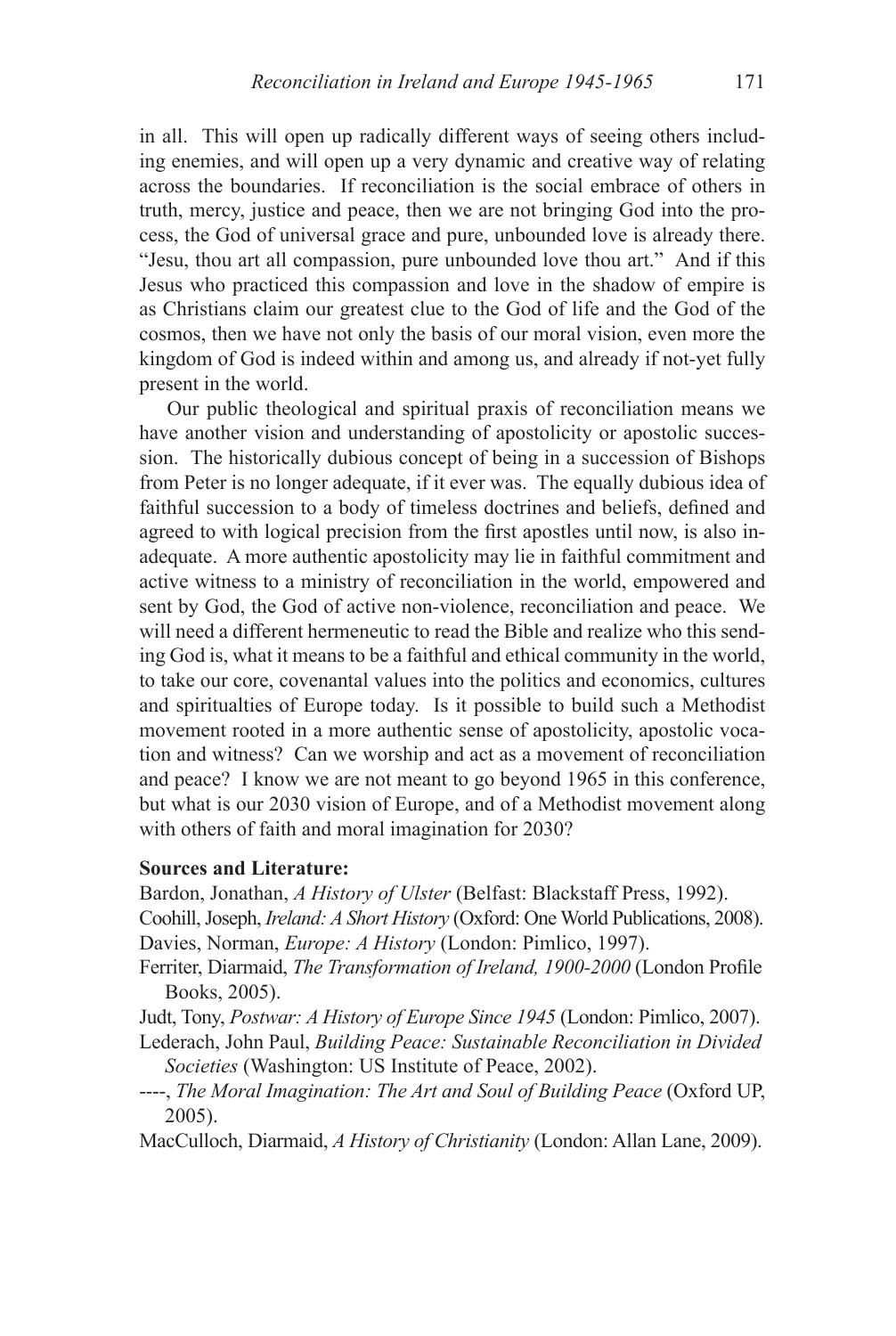in all. This will open up radically different ways of seeing others including enemies, and will open up a very dynamic and creative way of relating across the boundaries. If reconciliation is the social embrace of others in truth, mercy, justice and peace, then we are not bringing God into the process, the God of universal grace and pure, unbounded love is already there. "Jesu, thou art all compassion, pure unbounded love thou art." And if this Jesus who practiced this compassion and love in the shadow of empire is as Christians claim our greatest clue to the God of life and the God of the cosmos, then we have not only the basis of our moral vision, even more the kingdom of God is indeed within and among us, and already if not-yet fully present in the world.

Our public theological and spiritual praxis of reconciliation means we have another vision and understanding of apostolicity or apostolic succession. The historically dubious concept of being in a succession of Bishops from Peter is no longer adequate, if it ever was. The equally dubious idea of faithful succession to a body of timeless doctrines and beliefs, defined and agreed to with logical precision from the first apostles until now, is also inadequate. A more authentic apostolicity may lie in faithful commitment and active witness to a ministry of reconciliation in the world, empowered and sent by God, the God of active non-violence, reconciliation and peace. We will need a different hermeneutic to read the Bible and realize who this sending God is, what it means to be a faithful and ethical community in the world, to take our core, covenantal values into the politics and economics, cultures and spiritualties of Europe today. Is it possible to build such a Methodist movement rooted in a more authentic sense of apostolicity, apostolic vocation and witness? Can we worship and act as a movement of reconciliation and peace? I know we are not meant to go beyond 1965 in this conference, but what is our 2030 vision of Europe, and of a Methodist movement along with others of faith and moral imagination for 2030?

**Sources and Literature:**

Bardon, Jonathan, *A History of Ulster* (Belfast: Blackstaff Press, 1992).

Coohill, Joseph, *Ireland: A Short History* (Oxford: One World Publications, 2008).

Davies, Norman, *Europe: A History* (London: Pimlico, 1997).

Ferriter, Diarmaid, *The Transformation of Ireland, 1900-2000* (London Profile Books, 2005).

Judt, Tony, *Postwar: A History of Europe Since 1945* (London: Pimlico, 2007).

Lederach, John Paul, *Building Peace: Sustainable Reconciliation in Divided Societies* (Washington: US Institute of Peace, 2002).

----, *The Moral Imagination: The Art and Soul of Building Peace* (Oxford UP, 2005).

MacCulloch, Diarmaid, *A History of Christianity* (London: Allan Lane, 2009).